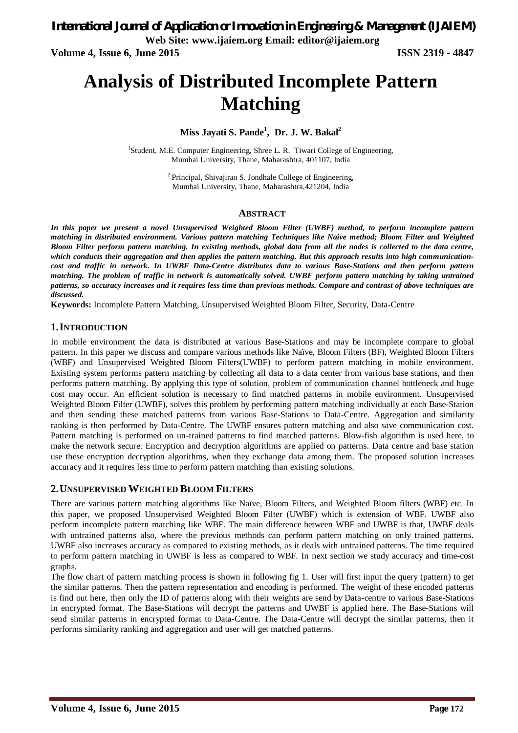# Analysis of Distributed Incomplete Pattern Matching

**Miss Jayati S. Pande[1], Dr. J. W. Bakal[2]**

[1]Student, M.E. Computer Engineering, Shree L. R. Tiwari College of Engineering, Mumbai University, Thane, Maharashtra, 401107, India

[2] Principal, Shivajirao S. Jondhale College of Engineering, Mumbai University, Thane, Maharashtra,421204, India

## ABSTRACT

***In this paper we present a novel Unsupervised Weighted Bloom Filter (UWBF) method, to perform incomplete pattern matching in distributed environment. Various pattern matching Techniques like Naive method; Bloom Filter and Weighted Bloom Filter perform pattern matching. In existing methods, global data from all the nodes is collected to the data centre, which conducts their aggregation and then applies the pattern matching. But this approach results into high communication-cost and traffic in network. In UWBF Data-Centre distributes data to various Base-Stations and then perform pattern matching. The problem of traffic in network is automatically solved. UWBF perform pattern matching by taking untrained patterns, so accuracy increases and it requires less time than previous methods. Compare and contrast of above techniques are discussed.***

**Keywords:** Incomplete Pattern Matching, Unsupervised Weighted Bloom Filter, Security, Data-Centre

## 1. INTRODUCTION

In mobile environment the data is distributed at various Base-Stations and may be incomplete compare to global pattern. In this paper we discuss and compare various methods like Naïve, Bloom Filters (BF), Weighted Bloom Filters (WBF) and Unsupervised Weighted Bloom Filters(UWBF) to perform pattern matching in mobile environment. Existing system performs pattern matching by collecting all data to a data center from various base stations, and then performs pattern matching. By applying this type of solution, problem of communication channel bottleneck and huge cost may occur. An efficient solution is necessary to find matched patterns in mobile environment. Unsupervised Weighted Bloom Filter (UWBF), solves this problem by performing pattern matching individually at each Base-Station and then sending these matched patterns from various Base-Stations to Data-Centre. Aggregation and similarity ranking is then performed by Data-Centre. The UWBF ensures pattern matching and also save communication cost. Pattern matching is performed on un-trained patterns to find matched patterns. Blow-fish algorithm is used here, to make the network secure. Encryption and decryption algorithms are applied on patterns. Data centre and base station use these encryption decryption algorithms, when they exchange data among them. The proposed solution increases accuracy and it requires less time to perform pattern matching than existing solutions.

## 2. UNSUPERVISED WEIGHTED BLOOM FILTERS

There are various pattern matching algorithms like Naïve, Bloom Filters, and Weighted Bloom filters (WBF) etc. In this paper, we proposed Unsupervised Weighted Bloom Filter (UWBF) which is extension of WBF. UWBF also perform incomplete pattern matching like WBF. The main difference between WBF and UWBF is that, UWBF deals with untrained patterns also, where the previous methods can perform pattern matching on only trained patterns. UWBF also increases accuracy as compared to existing methods, as it deals with untrained patterns. The time required to perform pattern matching in UWBF is less as compared to WBF. In next section we study accuracy and time-cost graphs.

The flow chart of pattern matching process is shown in following fig 1. User will first input the query (pattern) to get the similar patterns. Then the pattern representation and encoding is performed. The weight of these encoded patterns is find out here, then only the ID of patterns along with their weights are send by Data-centre to various Base-Stations in encrypted format. The Base-Stations will decrypt the patterns and UWBF is applied here. The Base-Stations will send similar patterns in encrypted format to Data-Centre. The Data-Centre will decrypt the similar patterns, then it performs similarity ranking and aggregation and user will get matched patterns.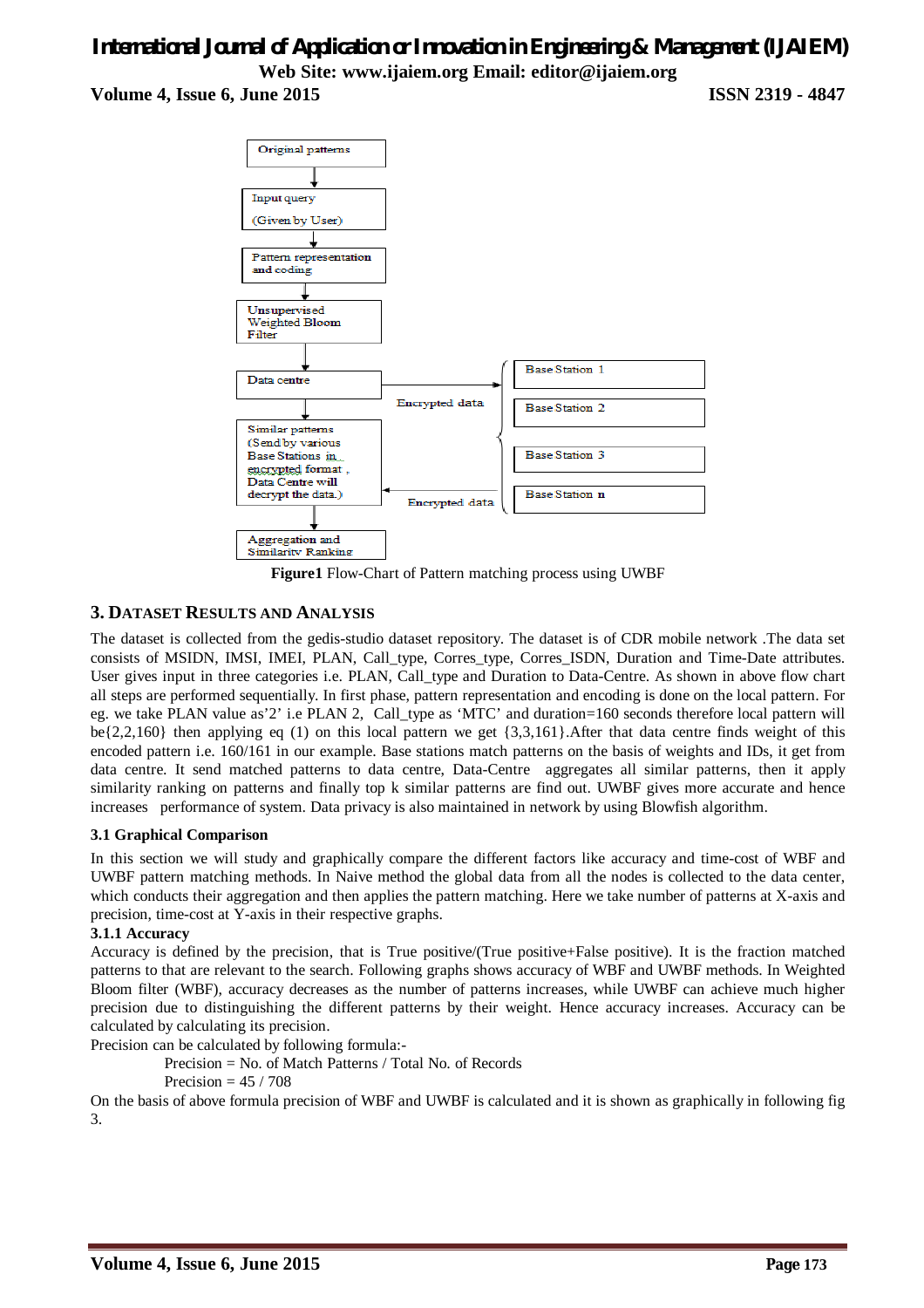Figure1 Flow-Chart of Pattern matching process using UWBF

## 3. DATASET RESULTS AND ANALYSIS

The dataset is collected from the gedis-studio dataset repository. The dataset is of CDR mobile network .The data set consists of MSIDN, IMSI, IMEI, PLAN, Call_type, Corres_type, Corres_ISDN, Duration and Time-Date attributes. User gives input in three categories i.e. PLAN, Call_type and Duration to Data-Centre. As shown in above flow chart all steps are performed sequentially. In first phase, pattern representation and encoding is done on the local pattern. For eg. we take PLAN value as'2' i.e PLAN 2, Call_type as 'MTC' and duration=160 seconds therefore local pattern will be{2,2,160} then applying eq (1) on this local pattern we get {3,3,161}.After that data centre finds weight of this encoded pattern i.e. 160/161 in our example. Base stations match patterns on the basis of weights and IDs, it get from data centre. It send matched patterns to data centre, Data-Centre aggregates all similar patterns, then it apply similarity ranking on patterns and finally top k similar patterns are find out. UWBF gives more accurate and hence increases performance of system. Data privacy is also maintained in network by using Blowfish algorithm.

### 3.1 Graphical Comparison

In this section we will study and graphically compare the different factors like accuracy and time-cost of WBF and UWBF pattern matching methods. In Naive method the global data from all the nodes is collected to the data center, which conducts their aggregation and then applies the pattern matching. Here we take number of patterns at X-axis and precision, time-cost at Y-axis in their respective graphs.

#### 3.1.1 Accuracy

Accuracy is defined by the precision, that is True positive/(True positive+False positive). It is the fraction matched patterns to that are relevant to the search. Following graphs shows accuracy of WBF and UWBF methods. In Weighted Bloom filter (WBF), accuracy decreases as the number of patterns increases, while UWBF can achieve much higher precision due to distinguishing the different patterns by their weight. Hence accuracy increases. Accuracy can be calculated by calculating its precision.

Precision can be calculated by following formula:-

Precision = No. of Match Patterns / Total No. of Records

Precision = 45 / 708

On the basis of above formula precision of WBF and UWBF is calculated and it is shown as graphically in following fig 3.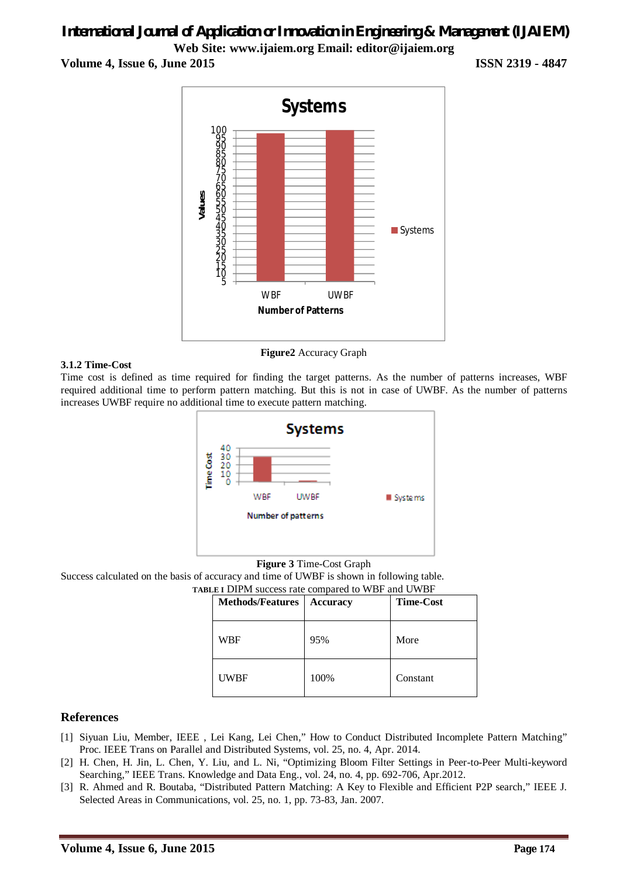**Figure2** Accuracy Graph

### 3.1.2 Time-Cost

Time cost is defined as time required for finding the target patterns. As the number of patterns increases, WBF required additional time to perform pattern matching. But this is not in case of UWBF. As the number of patterns increases UWBF require no additional time to execute pattern matching.

**Figure 3** Time-Cost Graph

Success calculated on the basis of accuracy and time of UWBF is shown in following table.

**TABLE I** DIPM success rate compared to WBF and UWBF

| Methods/Features | Accuracy | Time-Cost |
|---|---|---|
| WBF | 95% | More |
| UWBF | 100% | Constant |

## References

[1] Siyuan Liu, Member, IEEE , Lei Kang, Lei Chen," How to Conduct Distributed Incomplete Pattern Matching" Proc. IEEE Trans on Parallel and Distributed Systems, vol. 25, no. 4, Apr. 2014.

[2] H. Chen, H. Jin, L. Chen, Y. Liu, and L. Ni, "Optimizing Bloom Filter Settings in Peer-to-Peer Multi-keyword Searching," IEEE Trans. Knowledge and Data Eng., vol. 24, no. 4, pp. 692-706, Apr.2012.

[3] R. Ahmed and R. Boutaba, "Distributed Pattern Matching: A Key to Flexible and Efficient P2P search," IEEE J. Selected Areas in Communications, vol. 25, no. 1, pp. 73-83, Jan. 2007.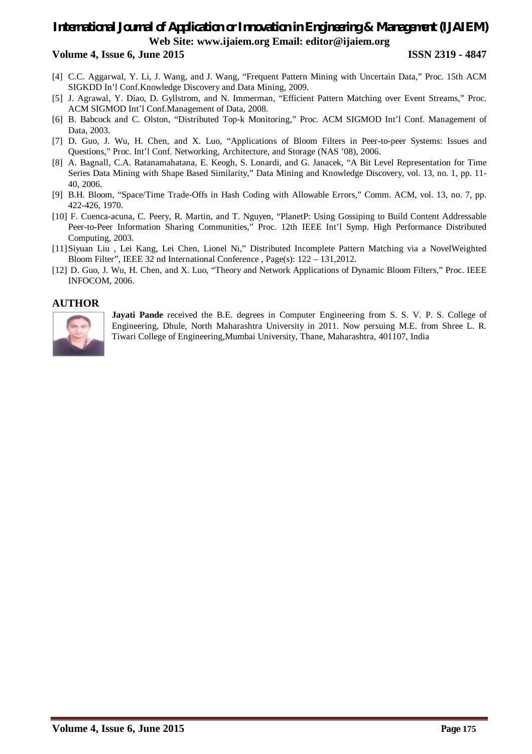[4] C.C. Aggarwal, Y. Li, J. Wang, and J. Wang, "Frequent Pattern Mining with Uncertain Data," Proc. 15th ACM SIGKDD In'l Conf.Knowledge Discovery and Data Mining, 2009.

[5] J. Agrawal, Y. Diao, D. Gyllstrom, and N. Immerman, "Efficient Pattern Matching over Event Streams," Proc. ACM SIGMOD Int'l Conf.Management of Data, 2008.

[6] B. Babcock and C. Olston, "Distributed Top-k Monitoring," Proc. ACM SIGMOD Int'l Conf. Management of Data, 2003.

[7] D. Guo, J. Wu, H. Chen, and X. Luo, "Applications of Bloom Filters in Peer-to-peer Systems: Issues and Questions," Proc. Int'l Conf. Networking, Architecture, and Storage (NAS '08), 2006.

[8] A. Bagnall, C.A. Ratanamahatana, E. Keogh, S. Lonardi, and G. Janacek, "A Bit Level Representation for Time Series Data Mining with Shape Based Similarity," Data Mining and Knowledge Discovery, vol. 13, no. 1, pp. 11-40, 2006.

[9] B.H. Bloom, "Space/Time Trade-Offs in Hash Coding with Allowable Errors," Comm. ACM, vol. 13, no. 7, pp. 422-426, 1970.

[10] F. Cuenca-acuna, C. Peery, R. Martin, and T. Nguyen, "PlanetP: Using Gossiping to Build Content Addressable Peer-to-Peer Information Sharing Communities," Proc. 12th IEEE Int'l Symp. High Performance Distributed Computing, 2003.

[11] Siyuan Liu , Lei Kang, Lei Chen, Lionel Ni," Distributed Incomplete Pattern Matching via a NovelWeighted Bloom Filter", IEEE 32 nd International Conference , Page(s): 122 – 131,2012.

[12] D. Guo, J. Wu, H. Chen, and X. Luo, "Theory and Network Applications of Dynamic Bloom Filters," Proc. IEEE INFOCOM, 2006.

## AUTHOR

**Jayati Pande** received the B.E. degrees in Computer Engineering from S. S. V. P. S. College of Engineering, Dhule, North Maharashtra University in 2011. Now persuing M.E. from Shree L. R. Tiwari College of Engineering,Mumbai University, Thane, Maharashtra, 401107, India